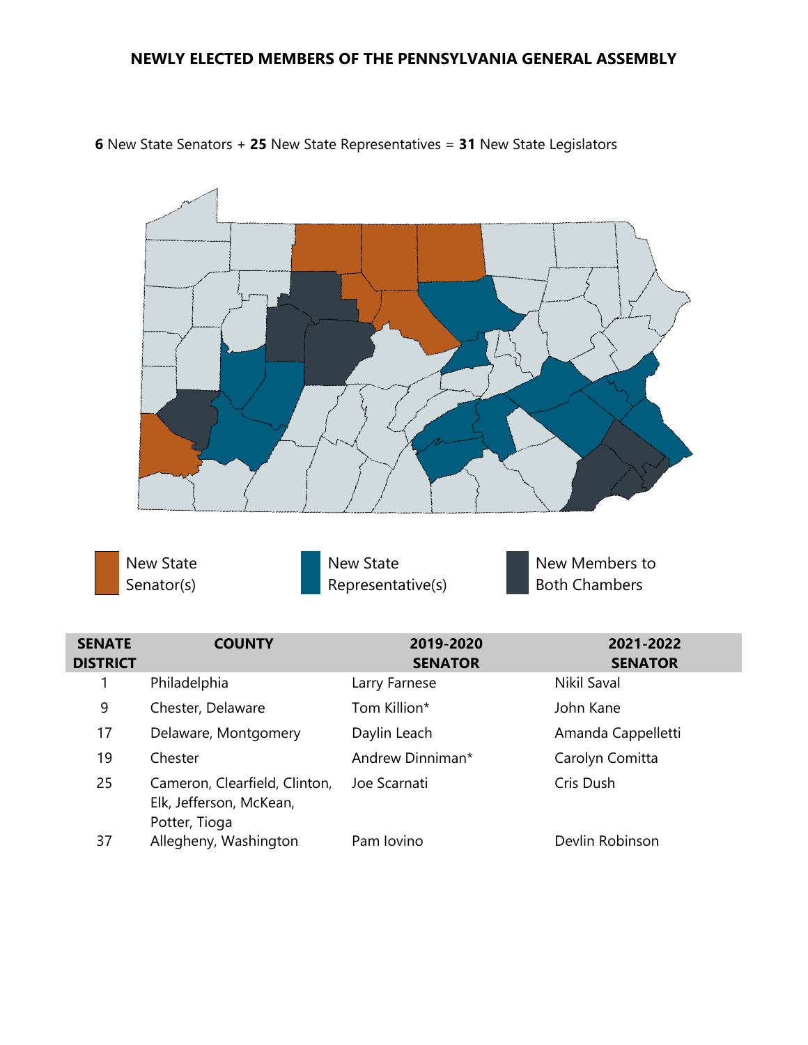**NEWLY ELECTED MEMBERS OF THE PENNSYLVANIA GENERAL ASSEMBLY**

**6** New State Senators + **25** New State Representatives = **31** New State Legislators

New State Senator(s) | New State Representative(s) | New Members to Both Chambers

| SENATE DISTRICT | COUNTY | 2019-2020 SENATOR | 2021-2022 SENATOR |
|---|---|---|---|
| 1 | Philadelphia | Larry Farnese | Nikil Saval |
| 9 | Chester, Delaware | Tom Killion* | John Kane |
| 17 | Delaware, Montgomery | Daylin Leach | Amanda Cappelletti |
| 19 | Chester | Andrew Dinniman* | Carolyn Comitta |
| 25 | Cameron, Clearfield, Clinton, Elk, Jefferson, McKean, Potter, Tioga | Joe Scarnati | Cris Dush |
| 37 | Allegheny, Washington | Pam Iovino | Devlin Robinson |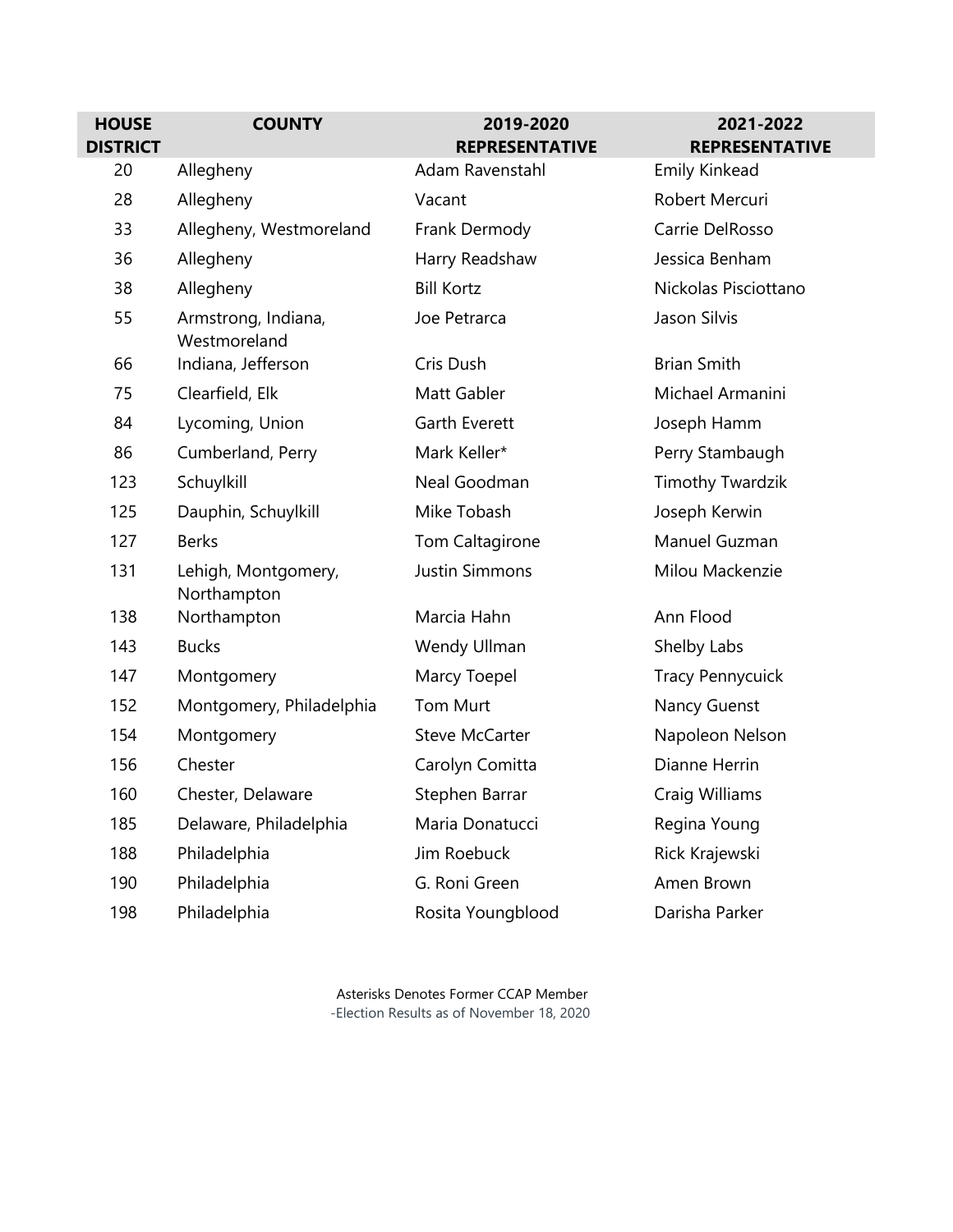| HOUSE DISTRICT | COUNTY | 2019-2020 REPRESENTATIVE | 2021-2022 REPRESENTATIVE |
|---|---|---|---|
| 20 | Allegheny | Adam Ravenstahl | Emily Kinkead |
| 28 | Allegheny | Vacant | Robert Mercuri |
| 33 | Allegheny, Westmoreland | Frank Dermody | Carrie DelRosso |
| 36 | Allegheny | Harry Readshaw | Jessica Benham |
| 38 | Allegheny | Bill Kortz | Nickolas Pisciottano |
| 55 | Armstrong, Indiana, Westmoreland | Joe Petrarca | Jason Silvis |
| 66 | Indiana, Jefferson | Cris Dush | Brian Smith |
| 75 | Clearfield, Elk | Matt Gabler | Michael Armanini |
| 84 | Lycoming, Union | Garth Everett | Joseph Hamm |
| 86 | Cumberland, Perry | Mark Keller* | Perry Stambaugh |
| 123 | Schuylkill | Neal Goodman | Timothy Twardzik |
| 125 | Dauphin, Schuylkill | Mike Tobash | Joseph Kerwin |
| 127 | Berks | Tom Caltagirone | Manuel Guzman |
| 131 | Lehigh, Montgomery, Northampton | Justin Simmons | Milou Mackenzie |
| 138 | Northampton | Marcia Hahn | Ann Flood |
| 143 | Bucks | Wendy Ullman | Shelby Labs |
| 147 | Montgomery | Marcy Toepel | Tracy Pennycuick |
| 152 | Montgomery, Philadelphia | Tom Murt | Nancy Guenst |
| 154 | Montgomery | Steve McCarter | Napoleon Nelson |
| 156 | Chester | Carolyn Comitta | Dianne Herrin |
| 160 | Chester, Delaware | Stephen Barrar | Craig Williams |
| 185 | Delaware, Philadelphia | Maria Donatucci | Regina Young |
| 188 | Philadelphia | Jim Roebuck | Rick Krajewski |
| 190 | Philadelphia | G. Roni Green | Amen Brown |
| 198 | Philadelphia | Rosita Youngblood | Darisha Parker |

Asterisks Denotes Former CCAP Member

-Election Results as of November 18, 2020